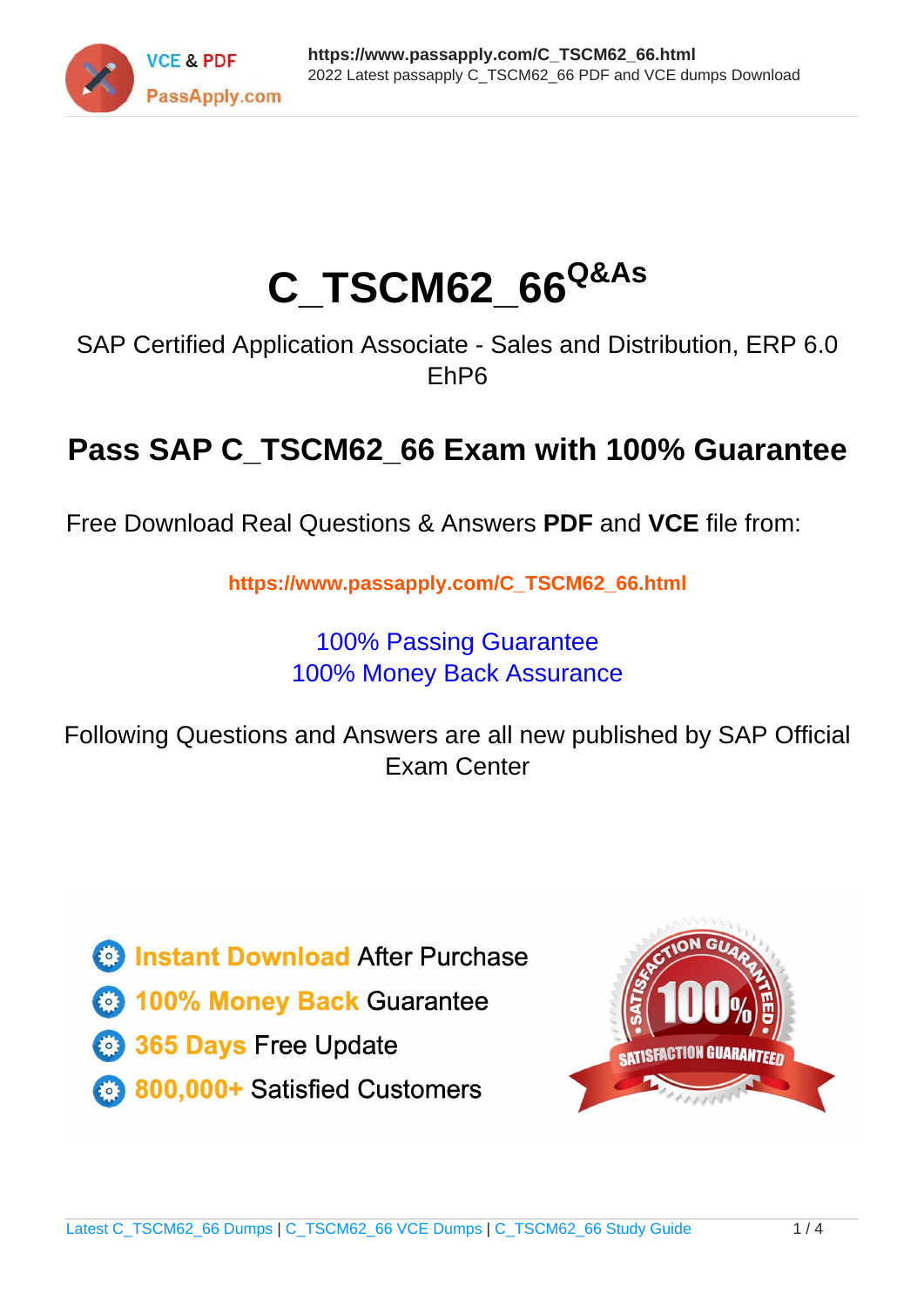# C_TSCM62_66^Q&As

SAP Certified Application Associate - Sales and Distribution, ERP 6.0 EhP6

## Pass SAP C_TSCM62_66 Exam with 100% Guarantee

Free Download Real Questions & Answers **PDF** and **VCE** file from:

**https://www.passapply.com/C_TSCM62_66.html**

100% Passing Guarantee
100% Money Back Assurance

Following Questions and Answers are all new published by SAP Official Exam Center

- Instant Download After Purchase
- 100% Money Back Guarantee
- 365 Days Free Update
- 800,000+ Satisfied Customers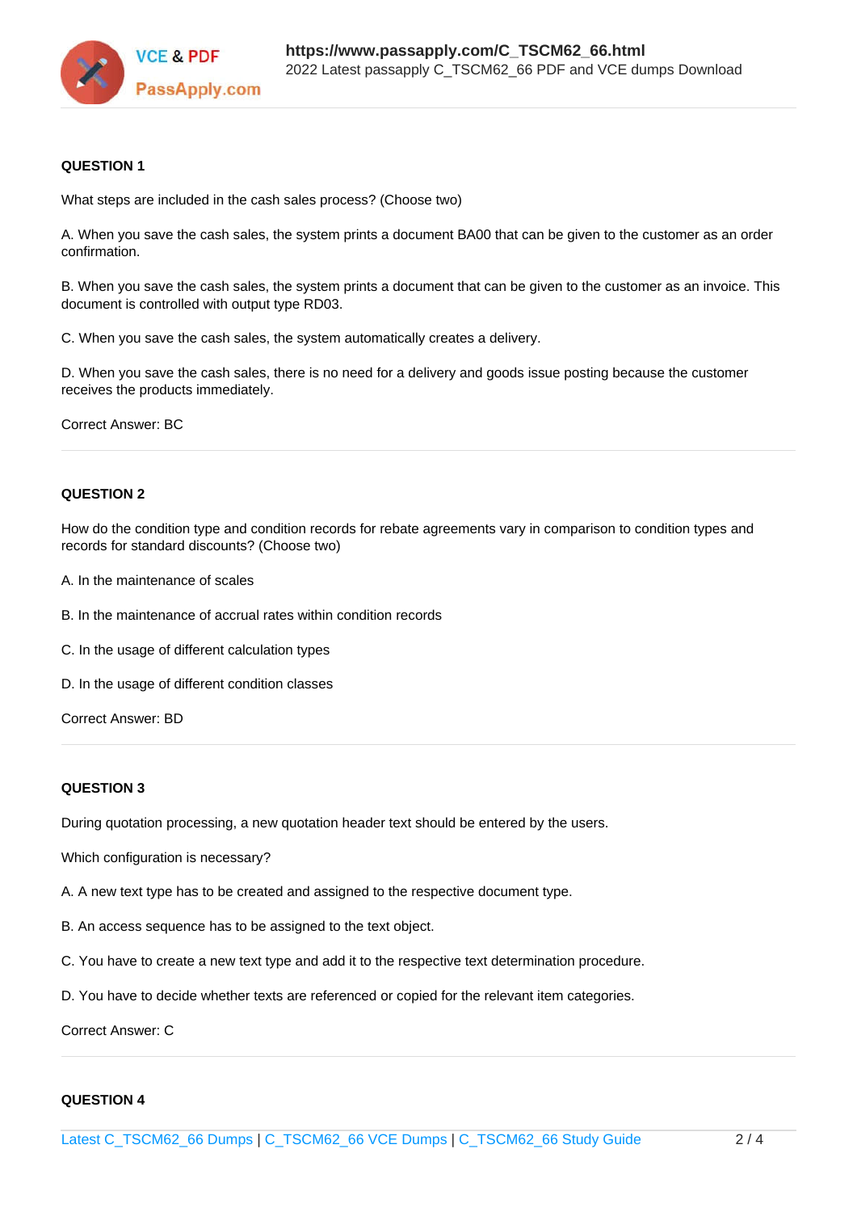**QUESTION 1**

What steps are included in the cash sales process? (Choose two)

A. When you save the cash sales, the system prints a document BA00 that can be given to the customer as an order confirmation.

B. When you save the cash sales, the system prints a document that can be given to the customer as an invoice. This document is controlled with output type RD03.

C. When you save the cash sales, the system automatically creates a delivery.

D. When you save the cash sales, there is no need for a delivery and goods issue posting because the customer receives the products immediately.

Correct Answer: BC

---

**QUESTION 2**

How do the condition type and condition records for rebate agreements vary in comparison to condition types and records for standard discounts? (Choose two)

A. In the maintenance of scales

B. In the maintenance of accrual rates within condition records

C. In the usage of different calculation types

D. In the usage of different condition classes

Correct Answer: BD

---

**QUESTION 3**

During quotation processing, a new quotation header text should be entered by the users.

Which configuration is necessary?

A. A new text type has to be created and assigned to the respective document type.

B. An access sequence has to be assigned to the text object.

C. You have to create a new text type and add it to the respective text determination procedure.

D. You have to decide whether texts are referenced or copied for the relevant item categories.

Correct Answer: C

---

**QUESTION 4**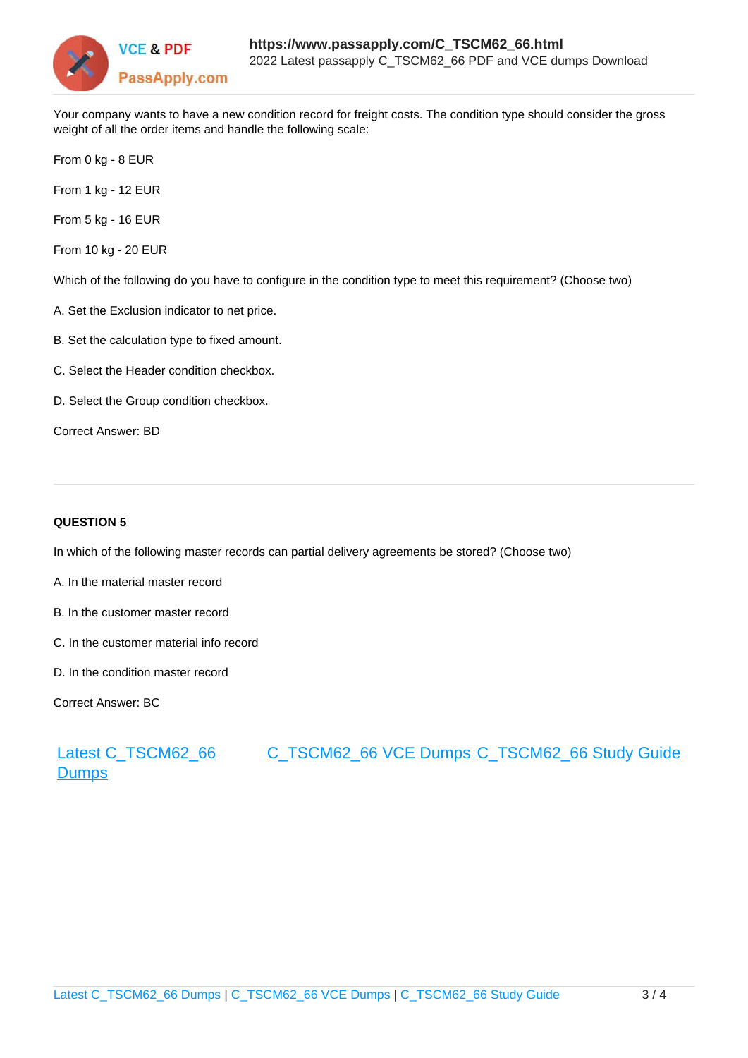Your company wants to have a new condition record for freight costs. The condition type should consider the gross weight of all the order items and handle the following scale:

From 0 kg - 8 EUR

From 1 kg - 12 EUR

From 5 kg - 16 EUR

From 10 kg - 20 EUR

Which of the following do you have to configure in the condition type to meet this requirement? (Choose two)

A. Set the Exclusion indicator to net price.

B. Set the calculation type to fixed amount.

C. Select the Header condition checkbox.

D. Select the Group condition checkbox.

Correct Answer: BD

**QUESTION 5**

In which of the following master records can partial delivery agreements be stored? (Choose two)

A. In the material master record

B. In the customer master record

C. In the customer material info record

D. In the condition master record

Correct Answer: BC

Latest C_TSCM62_66 Dumps    C_TSCM62_66 VCE Dumps    C_TSCM62_66 Study Guide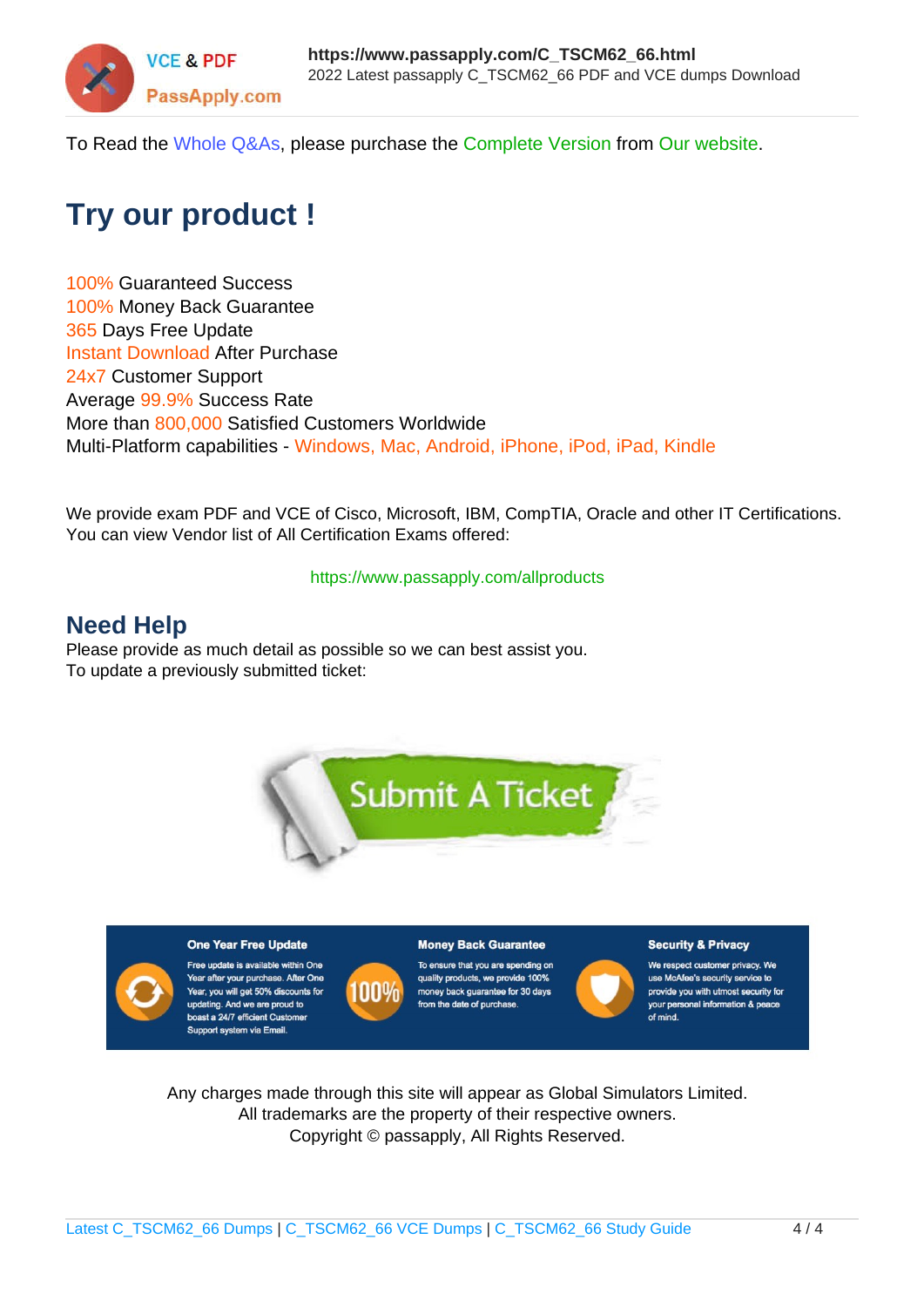To Read the Whole Q&As, please purchase the Complete Version from Our website.

# Try our product !

100% Guaranteed Success
100% Money Back Guarantee
365 Days Free Update
Instant Download After Purchase
24x7 Customer Support
Average 99.9% Success Rate
More than 800,000 Satisfied Customers Worldwide
Multi-Platform capabilities - Windows, Mac, Android, iPhone, iPod, iPad, Kindle

We provide exam PDF and VCE of Cisco, Microsoft, IBM, CompTIA, Oracle and other IT Certifications.
You can view Vendor list of All Certification Exams offered:

https://www.passapply.com/allproducts

## Need Help

Please provide as much detail as possible so we can best assist you.
To update a previously submitted ticket:

Submit A Ticket

**One Year Free Update**
Free update is available within One Year after your purchase. After One Year, you will get 50% discounts for updating. And we are proud to boast a 24/7 efficient Customer Support system via Email.

**Money Back Guarantee**
To ensure that you are spending on quality products, we provide 100% money back guarantee for 30 days from the date of purchase.

**Security & Privacy**
We respect customer privacy. We use McAfee's security service to provide you with utmost security for your personal information & peace of mind.

Any charges made through this site will appear as Global Simulators Limited.
All trademarks are the property of their respective owners.
Copyright © passapply, All Rights Reserved.